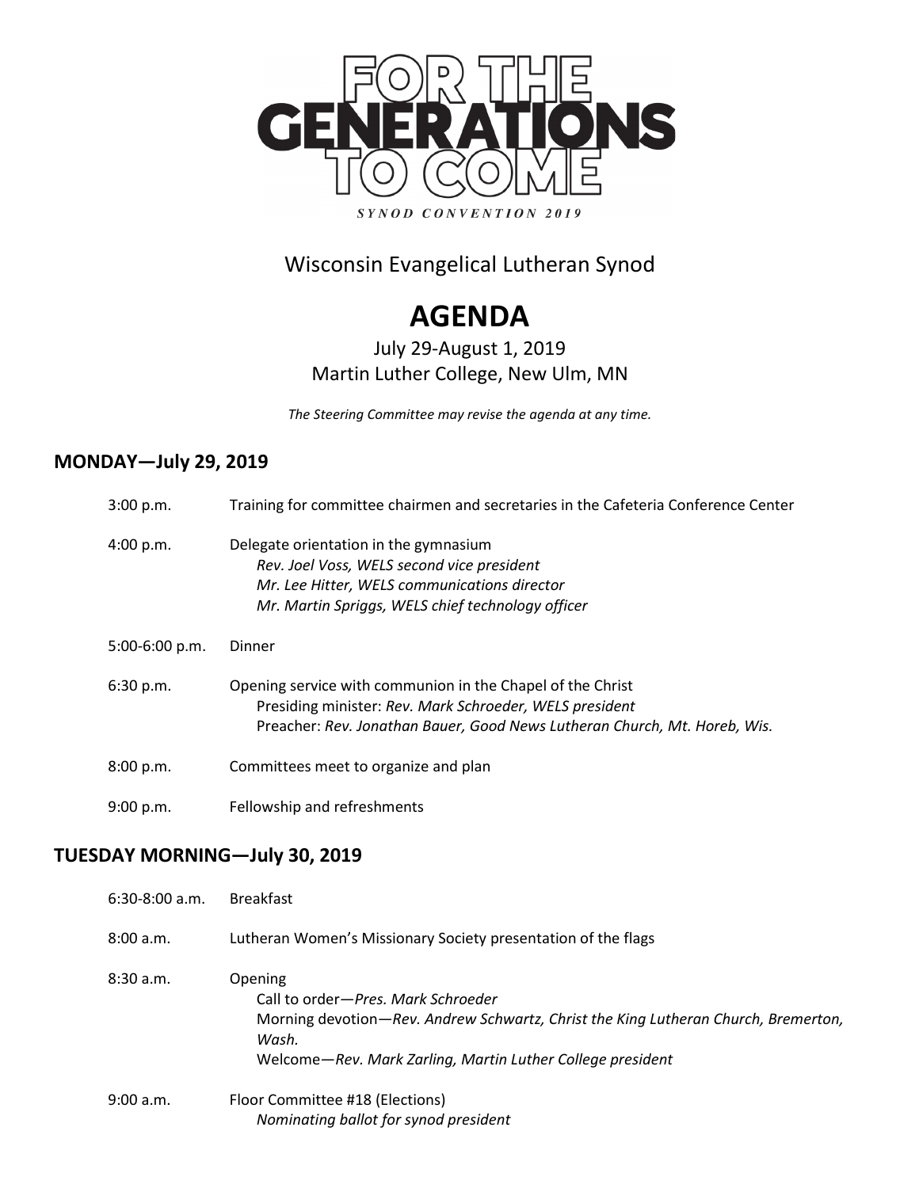# FOR THE GENERATIONS TO COME

*SYNOD CONVENTION 2019*

Wisconsin Evangelical Lutheran Synod

# AGENDA

July 29-August 1, 2019
Martin Luther College, New Ulm, MN

*The Steering Committee may revise the agenda at any time.*

## MONDAY—July 29, 2019

3:00 p.m. Training for committee chairmen and secretaries in the Cafeteria Conference Center

4:00 p.m. Delegate orientation in the gymnasium
*Rev. Joel Voss, WELS second vice president*
*Mr. Lee Hitter, WELS communications director*
*Mr. Martin Spriggs, WELS chief technology officer*

5:00-6:00 p.m. Dinner

6:30 p.m. Opening service with communion in the Chapel of the Christ
Presiding minister: *Rev. Mark Schroeder, WELS president*
Preacher: *Rev. Jonathan Bauer, Good News Lutheran Church, Mt. Horeb, Wis.*

8:00 p.m. Committees meet to organize and plan

9:00 p.m. Fellowship and refreshments

## TUESDAY MORNING—July 30, 2019

6:30-8:00 a.m. Breakfast

8:00 a.m. Lutheran Women's Missionary Society presentation of the flags

8:30 a.m. Opening
Call to order—*Pres. Mark Schroeder*
Morning devotion—*Rev. Andrew Schwartz, Christ the King Lutheran Church, Bremerton, Wash.*
Welcome—*Rev. Mark Zarling, Martin Luther College president*

9:00 a.m. Floor Committee #18 (Elections)
*Nominating ballot for synod president*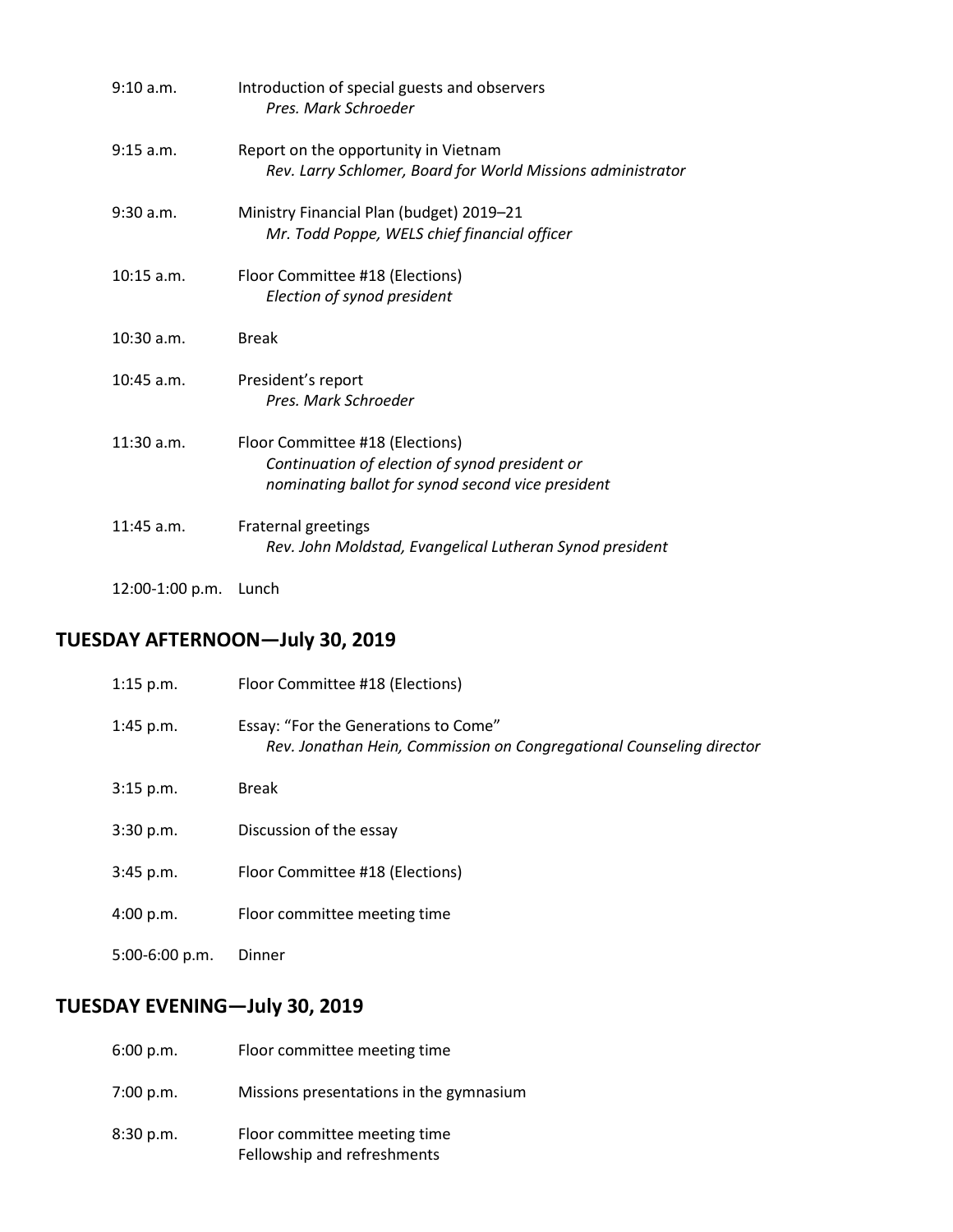| | |
|---|---|
| 9:10 a.m. | Introduction of special guests and observers<br>*Pres. Mark Schroeder* |
| 9:15 a.m. | Report on the opportunity in Vietnam<br>*Rev. Larry Schlomer, Board for World Missions administrator* |
| 9:30 a.m. | Ministry Financial Plan (budget) 2019–21<br>*Mr. Todd Poppe, WELS chief financial officer* |
| 10:15 a.m. | Floor Committee #18 (Elections)<br>*Election of synod president* |
| 10:30 a.m. | Break |
| 10:45 a.m. | President's report<br>*Pres. Mark Schroeder* |
| 11:30 a.m. | Floor Committee #18 (Elections)<br>*Continuation of election of synod president or nominating ballot for synod second vice president* |
| 11:45 a.m. | Fraternal greetings<br>*Rev. John Moldstad, Evangelical Lutheran Synod president* |
| 12:00-1:00 p.m. | Lunch |

## TUESDAY AFTERNOON—July 30, 2019

| | |
|---|---|
| 1:15 p.m. | Floor Committee #18 (Elections) |
| 1:45 p.m. | Essay: "For the Generations to Come"<br>*Rev. Jonathan Hein, Commission on Congregational Counseling director* |
| 3:15 p.m. | Break |
| 3:30 p.m. | Discussion of the essay |
| 3:45 p.m. | Floor Committee #18 (Elections) |
| 4:00 p.m. | Floor committee meeting time |
| 5:00-6:00 p.m. | Dinner |

## TUESDAY EVENING—July 30, 2019

| | |
|---|---|
| 6:00 p.m. | Floor committee meeting time |
| 7:00 p.m. | Missions presentations in the gymnasium |
| 8:30 p.m. | Floor committee meeting time<br>Fellowship and refreshments |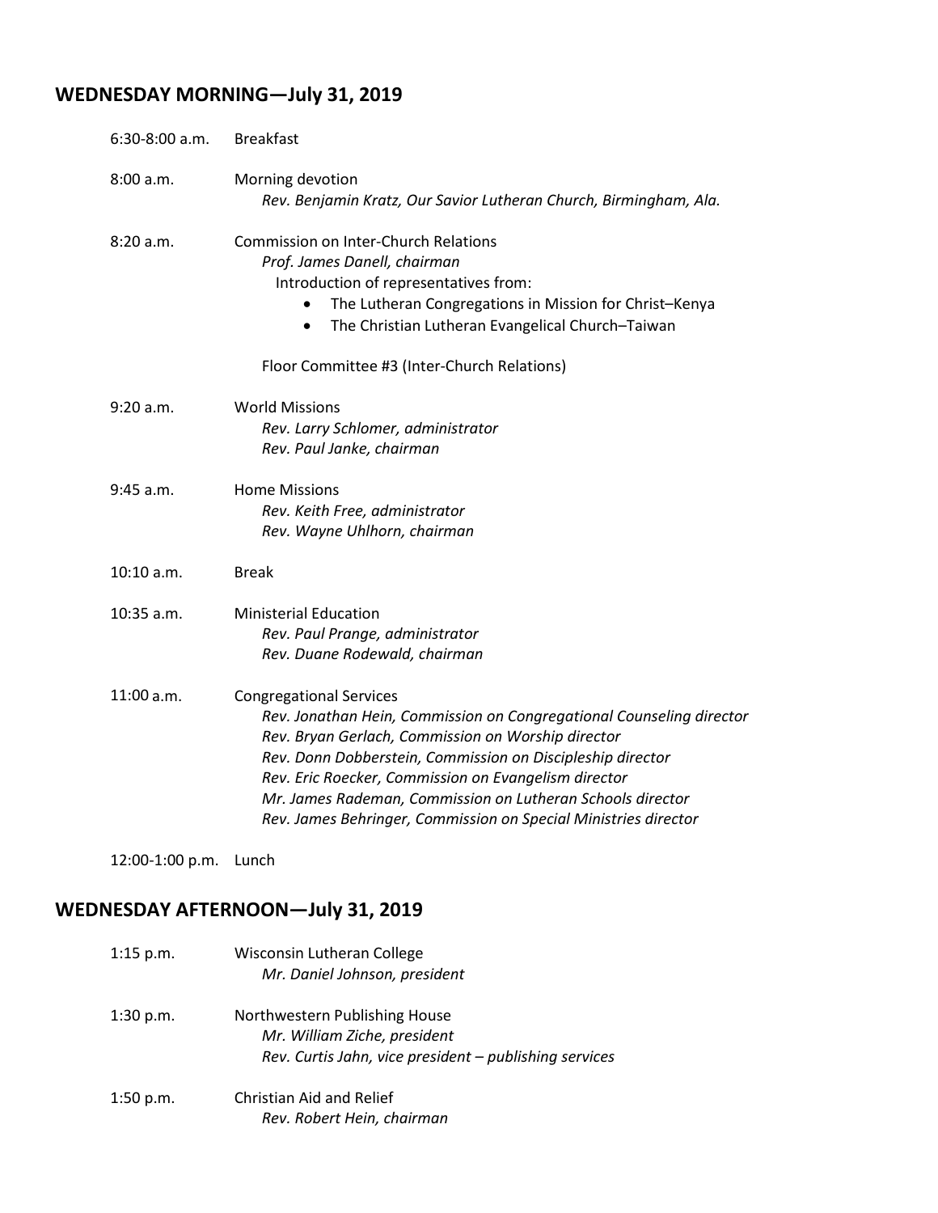## WEDNESDAY MORNING—July 31, 2019

6:30-8:00 a.m. Breakfast

8:00 a.m. Morning devotion
*Rev. Benjamin Kratz, Our Savior Lutheran Church, Birmingham, Ala.*

8:20 a.m. Commission on Inter-Church Relations
*Prof. James Danell, chairman*
Introduction of representatives from:

- The Lutheran Congregations in Mission for Christ–Kenya
- The Christian Lutheran Evangelical Church–Taiwan

Floor Committee #3 (Inter-Church Relations)

9:20 a.m. World Missions
*Rev. Larry Schlomer, administrator*
*Rev. Paul Janke, chairman*

9:45 a.m. Home Missions
*Rev. Keith Free, administrator*
*Rev. Wayne Uhlhorn, chairman*

10:10 a.m. Break

10:35 a.m. Ministerial Education
*Rev. Paul Prange, administrator*
*Rev. Duane Rodewald, chairman*

11:00 a.m. Congregational Services
*Rev. Jonathan Hein, Commission on Congregational Counseling director*
*Rev. Bryan Gerlach, Commission on Worship director*
*Rev. Donn Dobberstein, Commission on Discipleship director*
*Rev. Eric Roecker, Commission on Evangelism director*
*Mr. James Rademan, Commission on Lutheran Schools director*
*Rev. James Behringer, Commission on Special Ministries director*

12:00-1:00 p.m. Lunch

## WEDNESDAY AFTERNOON—July 31, 2019

1:15 p.m. Wisconsin Lutheran College
*Mr. Daniel Johnson, president*

1:30 p.m. Northwestern Publishing House
*Mr. William Ziche, president*
*Rev. Curtis Jahn, vice president – publishing services*

1:50 p.m. Christian Aid and Relief
*Rev. Robert Hein, chairman*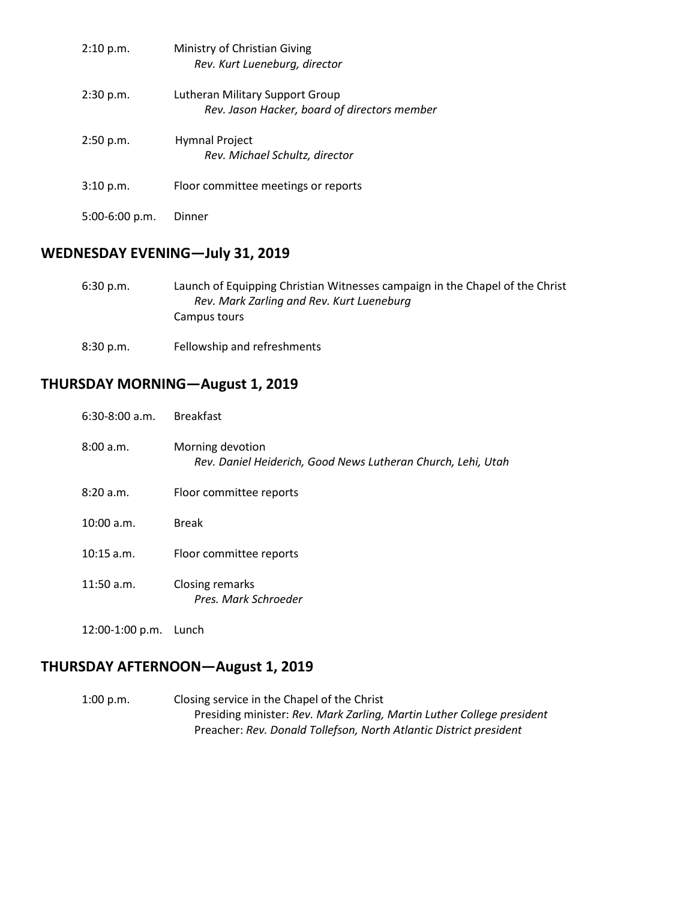| | | |
|---|---|
| 2:10 p.m. | Ministry of Christian Giving<br>*Rev. Kurt Lueneburg, director* |
| 2:30 p.m. | Lutheran Military Support Group<br>*Rev. Jason Hacker, board of directors member* |
| 2:50 p.m. | Hymnal Project<br>*Rev. Michael Schultz, director* |
| 3:10 p.m. | Floor committee meetings or reports |
| 5:00-6:00 p.m. | Dinner |

## WEDNESDAY EVENING—July 31, 2019

| | |
|---|---|
| 6:30 p.m. | Launch of Equipping Christian Witnesses campaign in the Chapel of the Christ<br>*Rev. Mark Zarling and Rev. Kurt Lueneburg*<br>Campus tours |
| 8:30 p.m. | Fellowship and refreshments |

## THURSDAY MORNING—August 1, 2019

| | |
|---|---|
| 6:30-8:00 a.m. | Breakfast |
| 8:00 a.m. | Morning devotion<br>*Rev. Daniel Heiderich, Good News Lutheran Church, Lehi, Utah* |
| 8:20 a.m. | Floor committee reports |
| 10:00 a.m. | Break |
| 10:15 a.m. | Floor committee reports |
| 11:50 a.m. | Closing remarks<br>*Pres. Mark Schroeder* |
| 12:00-1:00 p.m. | Lunch |

## THURSDAY AFTERNOON—August 1, 2019

| | |
|---|---|
| 1:00 p.m. | Closing service in the Chapel of the Christ<br>Presiding minister: *Rev. Mark Zarling, Martin Luther College president*<br>Preacher: *Rev. Donald Tollefson, North Atlantic District president* |